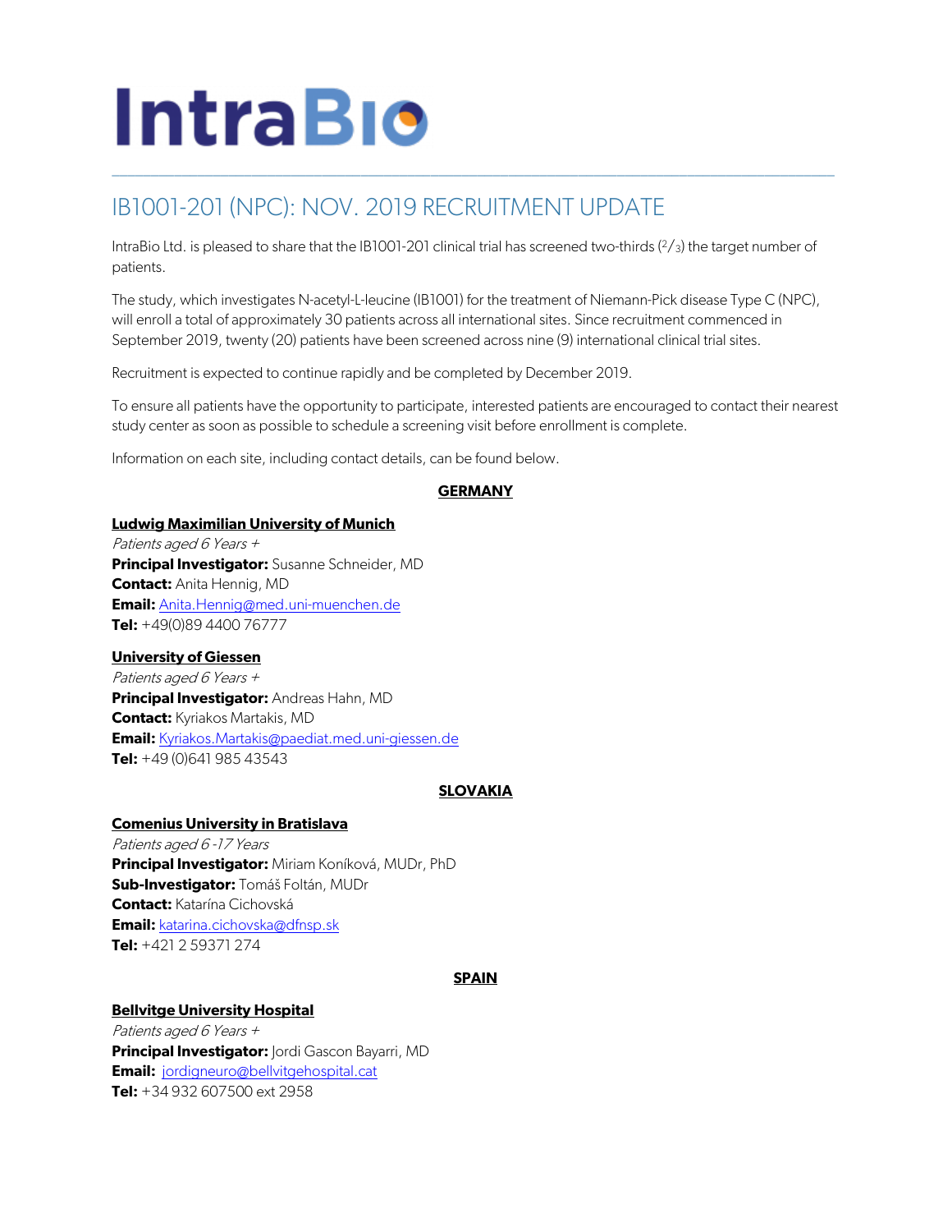# IntraBio

## IB1001-201 (NPC): NOV. 2019 RECRUITMENT UPDATE

IntraBio Ltd. is pleased to share that the IB1001-201 clinical trial has screened two-thirds (2/3) the target number of patients.

The study, which investigates N-acetyl-L-leucine (IB1001) for the treatment of Niemann-Pick disease Type C (NPC), will enroll a total of approximately 30 patients across all international sites. Since recruitment commenced in September 2019, twenty (20) patients have been screened across nine (9) international clinical trial sites.

Recruitment is expected to continue rapidly and be completed by December 2019.

To ensure all patients have the opportunity to participate, interested patients are encouraged to contact their nearest study center as soon as possible to schedule a screening visit before enrollment is complete.

Information on each site, including contact details, can be found below.

### GERMANY

**Ludwig Maximilian University of Munich**
*Patients aged 6 Years +*
**Principal Investigator:** Susanne Schneider, MD
**Contact:** Anita Hennig, MD
**Email:** Anita.Hennig@med.uni-muenchen.de
**Tel:** +49(0)89 4400 76777

**University of Giessen**
*Patients aged 6 Years +*
**Principal Investigator:** Andreas Hahn, MD
**Contact:** Kyriakos Martakis, MD
**Email:** Kyriakos.Martakis@paediat.med.uni-giessen.de
**Tel:** +49 (0)641 985 43543

### SLOVAKIA

**Comenius University in Bratislava**
*Patients aged 6 -17 Years*
**Principal Investigator:** Miriam Koníková, MUDr, PhD
**Sub-Investigator:** Tomáš Foltán, MUDr
**Contact:** Katarína Cichovská
**Email:** katarina.cichovska@dfnsp.sk
**Tel:** +421 2 59371 274

### SPAIN

**Bellvitge University Hospital**
*Patients aged 6 Years +*
**Principal Investigator:** Jordi Gascon Bayarri, MD
**Email:** jordigneuro@bellvitgehospital.cat
**Tel:** +34 932 607500 ext 2958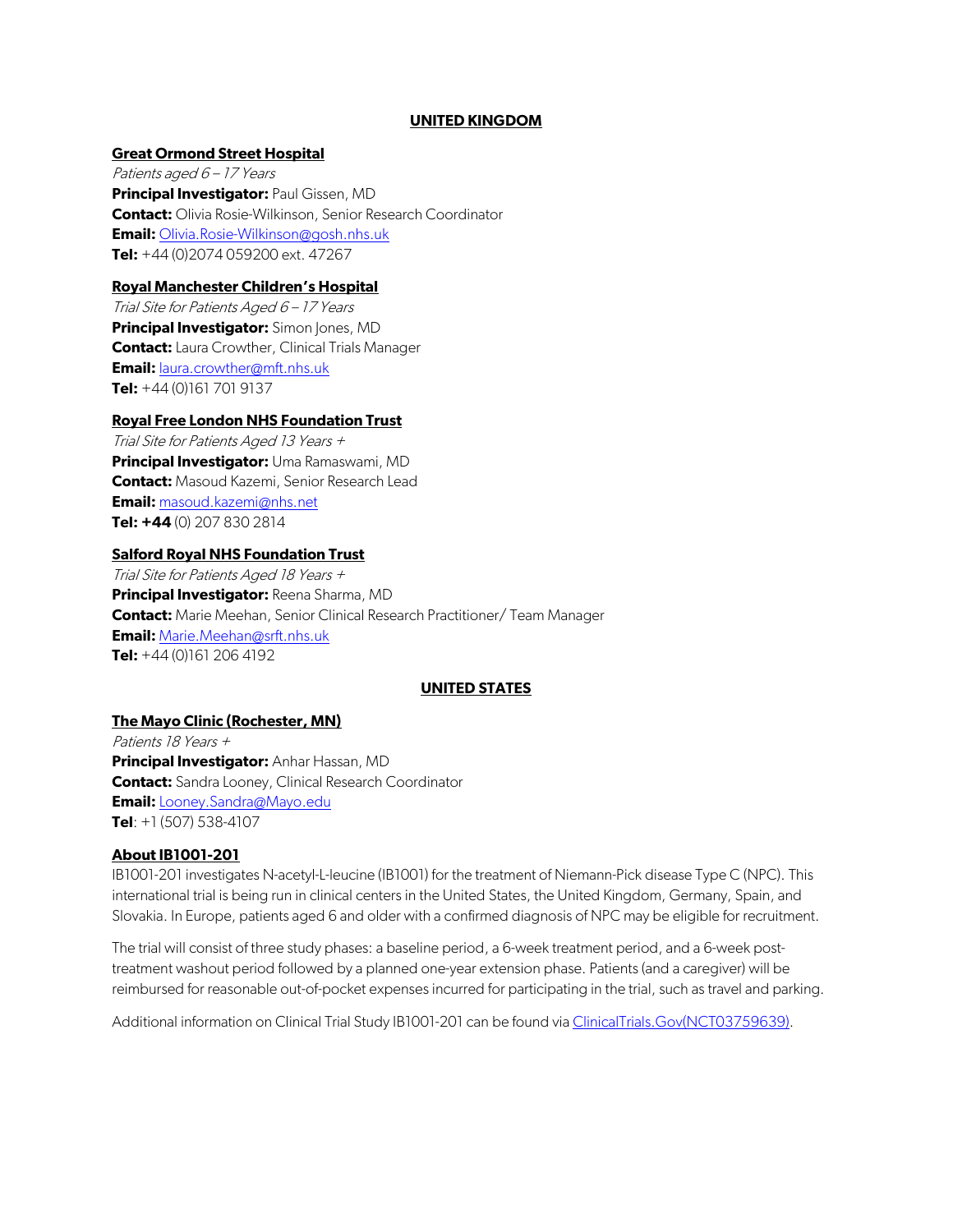## UNITED KINGDOM

**Great Ormond Street Hospital**
*Patients aged 6 – 17 Years*
**Principal Investigator:** Paul Gissen, MD
**Contact:** Olivia Rosie-Wilkinson, Senior Research Coordinator
**Email:** Olivia.Rosie-Wilkinson@gosh.nhs.uk
**Tel:** +44 (0)2074 059200 ext. 47267

**Royal Manchester Children's Hospital**
*Trial Site for Patients Aged 6 – 17 Years*
**Principal Investigator:** Simon Jones, MD
**Contact:** Laura Crowther, Clinical Trials Manager
**Email:** laura.crowther@mft.nhs.uk
**Tel:** +44 (0)161 701 9137

**Royal Free London NHS Foundation Trust**
*Trial Site for Patients Aged 13 Years +*
**Principal Investigator:** Uma Ramaswami, MD
**Contact:** Masoud Kazemi, Senior Research Lead
**Email:** masoud.kazemi@nhs.net
**Tel: +44** (0) 207 830 2814

**Salford Royal NHS Foundation Trust**
*Trial Site for Patients Aged 18 Years +*
**Principal Investigator:** Reena Sharma, MD
**Contact:** Marie Meehan, Senior Clinical Research Practitioner/ Team Manager
**Email:** Marie.Meehan@srft.nhs.uk
**Tel:** +44 (0)161 206 4192

## UNITED STATES

**The Mayo Clinic (Rochester, MN)**
*Patients 18 Years +*
**Principal Investigator:** Anhar Hassan, MD
**Contact:** Sandra Looney, Clinical Research Coordinator
**Email:** Looney.Sandra@Mayo.edu
**Tel**: +1 (507) 538-4107

**About IB1001-201**

IB1001-201 investigates N-acetyl-L-leucine (IB1001) for the treatment of Niemann-Pick disease Type C (NPC). This international trial is being run in clinical centers in the United States, the United Kingdom, Germany, Spain, and Slovakia. In Europe, patients aged 6 and older with a confirmed diagnosis of NPC may be eligible for recruitment.

The trial will consist of three study phases: a baseline period, a 6-week treatment period, and a 6-week post-treatment washout period followed by a planned one-year extension phase. Patients (and a caregiver) will be reimbursed for reasonable out-of-pocket expenses incurred for participating in the trial, such as travel and parking.

Additional information on Clinical Trial Study IB1001-201 can be found via ClinicalTrials.Gov(NCT03759639).